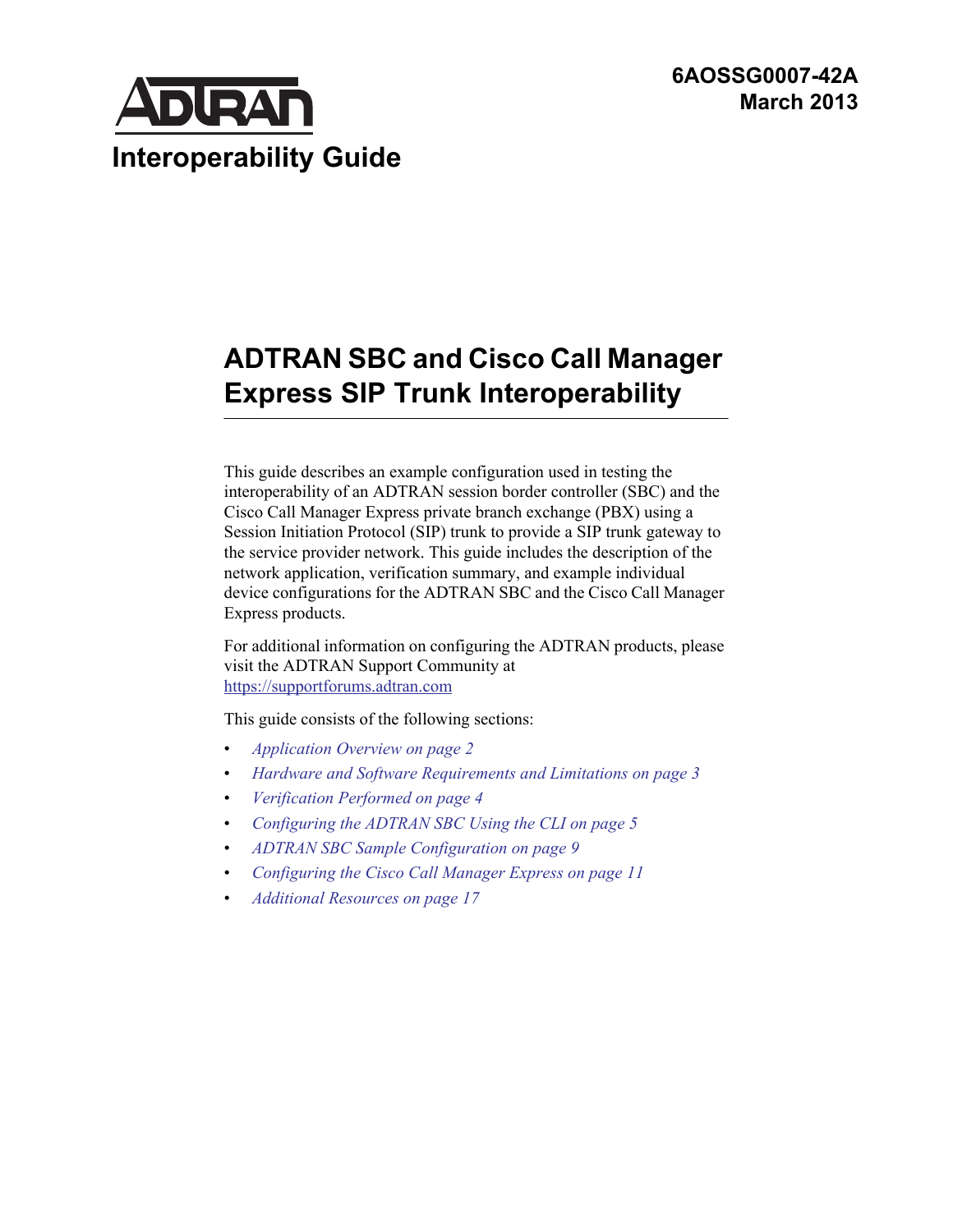**6AOSSG0007-42A**
**March 2013**

ADTRAN

## Interoperability Guide

# ADTRAN SBC and Cisco Call Manager Express SIP Trunk Interoperability

This guide describes an example configuration used in testing the interoperability of an ADTRAN session border controller (SBC) and the Cisco Call Manager Express private branch exchange (PBX) using a Session Initiation Protocol (SIP) trunk to provide a SIP trunk gateway to the service provider network. This guide includes the description of the network application, verification summary, and example individual device configurations for the ADTRAN SBC and the Cisco Call Manager Express products.

For additional information on configuring the ADTRAN products, please visit the ADTRAN Support Community at https://supportforums.adtran.com

This guide consists of the following sections:

- *Application Overview on page 2*
- *Hardware and Software Requirements and Limitations on page 3*
- *Verification Performed on page 4*
- *Configuring the ADTRAN SBC Using the CLI on page 5*
- *ADTRAN SBC Sample Configuration on page 9*
- *Configuring the Cisco Call Manager Express on page 11*
- *Additional Resources on page 17*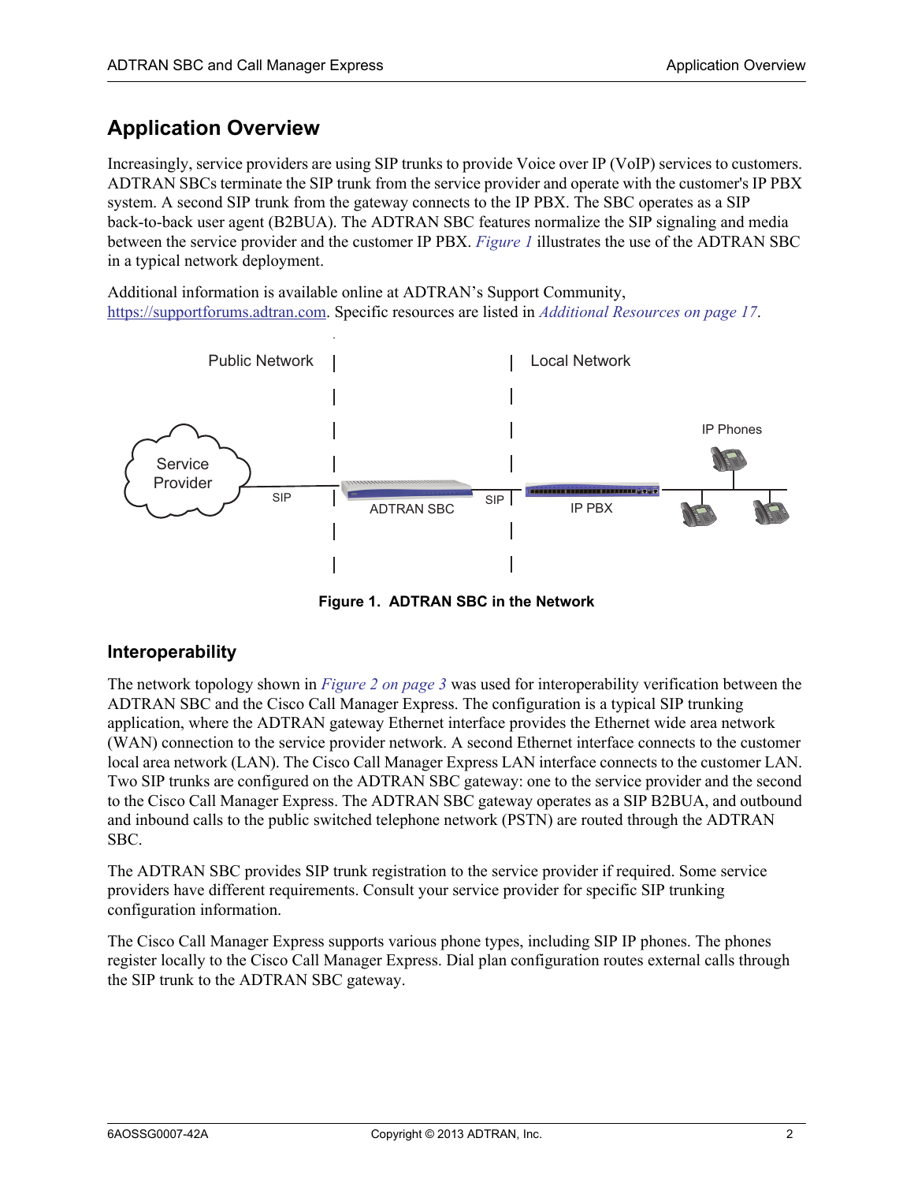# Application Overview

Increasingly, service providers are using SIP trunks to provide Voice over IP (VoIP) services to customers. ADTRAN SBCs terminate the SIP trunk from the service provider and operate with the customer's IP PBX system. A second SIP trunk from the gateway connects to the IP PBX. The SBC operates as a SIP back-to-back user agent (B2BUA). The ADTRAN SBC features normalize the SIP signaling and media between the service provider and the customer IP PBX. *Figure 1* illustrates the use of the ADTRAN SBC in a typical network deployment.

Additional information is available online at ADTRAN's Support Community, https://supportforums.adtran.com. Specific resources are listed in *Additional Resources on page 17*.

**Figure 1. ADTRAN SBC in the Network**

## Interoperability

The network topology shown in *Figure 2 on page 3* was used for interoperability verification between the ADTRAN SBC and the Cisco Call Manager Express. The configuration is a typical SIP trunking application, where the ADTRAN gateway Ethernet interface provides the Ethernet wide area network (WAN) connection to the service provider network. A second Ethernet interface connects to the customer local area network (LAN). The Cisco Call Manager Express LAN interface connects to the customer LAN. Two SIP trunks are configured on the ADTRAN SBC gateway: one to the service provider and the second to the Cisco Call Manager Express. The ADTRAN SBC gateway operates as a SIP B2BUA, and outbound and inbound calls to the public switched telephone network (PSTN) are routed through the ADTRAN SBC.

The ADTRAN SBC provides SIP trunk registration to the service provider if required. Some service providers have different requirements. Consult your service provider for specific SIP trunking configuration information.

The Cisco Call Manager Express supports various phone types, including SIP IP phones. The phones register locally to the Cisco Call Manager Express. Dial plan configuration routes external calls through the SIP trunk to the ADTRAN SBC gateway.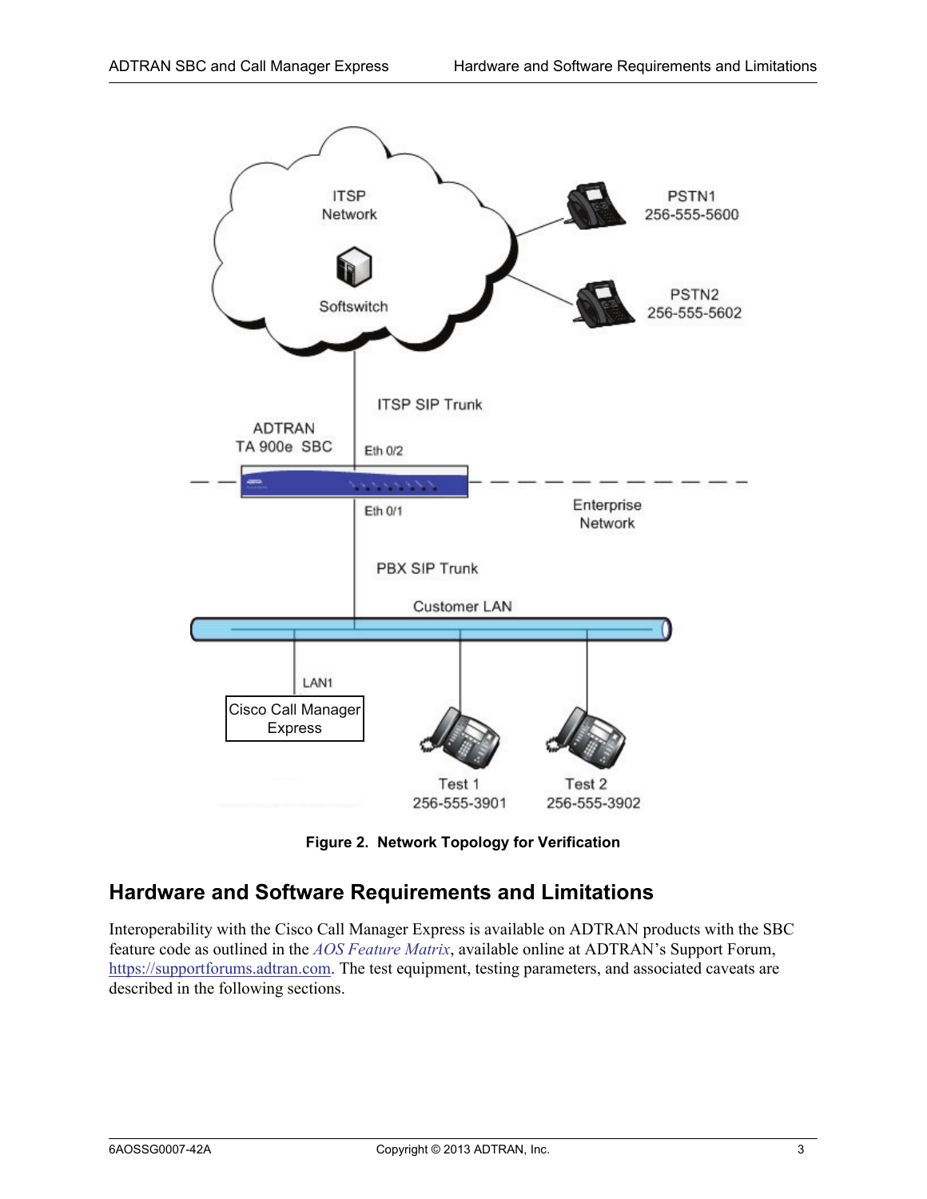Figure 2. Network Topology for Verification

## Hardware and Software Requirements and Limitations

Interoperability with the Cisco Call Manager Express is available on ADTRAN products with the SBC feature code as outlined in the *AOS Feature Matrix*, available online at ADTRAN's Support Forum, https://supportforums.adtran.com. The test equipment, testing parameters, and associated caveats are described in the following sections.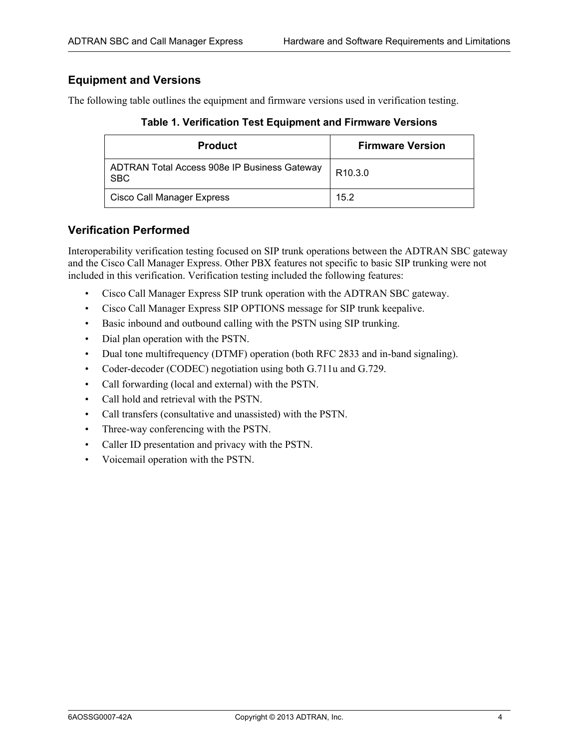## Equipment and Versions

The following table outlines the equipment and firmware versions used in verification testing.

**Table 1. Verification Test Equipment and Firmware Versions**

| Product | Firmware Version |
| --- | --- |
| ADTRAN Total Access 908e IP Business Gateway SBC | R10.3.0 |
| Cisco Call Manager Express | 15.2 |

## Verification Performed

Interoperability verification testing focused on SIP trunk operations between the ADTRAN SBC gateway and the Cisco Call Manager Express. Other PBX features not specific to basic SIP trunking were not included in this verification. Verification testing included the following features:

- Cisco Call Manager Express SIP trunk operation with the ADTRAN SBC gateway.
- Cisco Call Manager Express SIP OPTIONS message for SIP trunk keepalive.
- Basic inbound and outbound calling with the PSTN using SIP trunking.
- Dial plan operation with the PSTN.
- Dual tone multifrequency (DTMF) operation (both RFC 2833 and in-band signaling).
- Coder-decoder (CODEC) negotiation using both G.711u and G.729.
- Call forwarding (local and external) with the PSTN.
- Call hold and retrieval with the PSTN.
- Call transfers (consultative and unassisted) with the PSTN.
- Three-way conferencing with the PSTN.
- Caller ID presentation and privacy with the PSTN.
- Voicemail operation with the PSTN.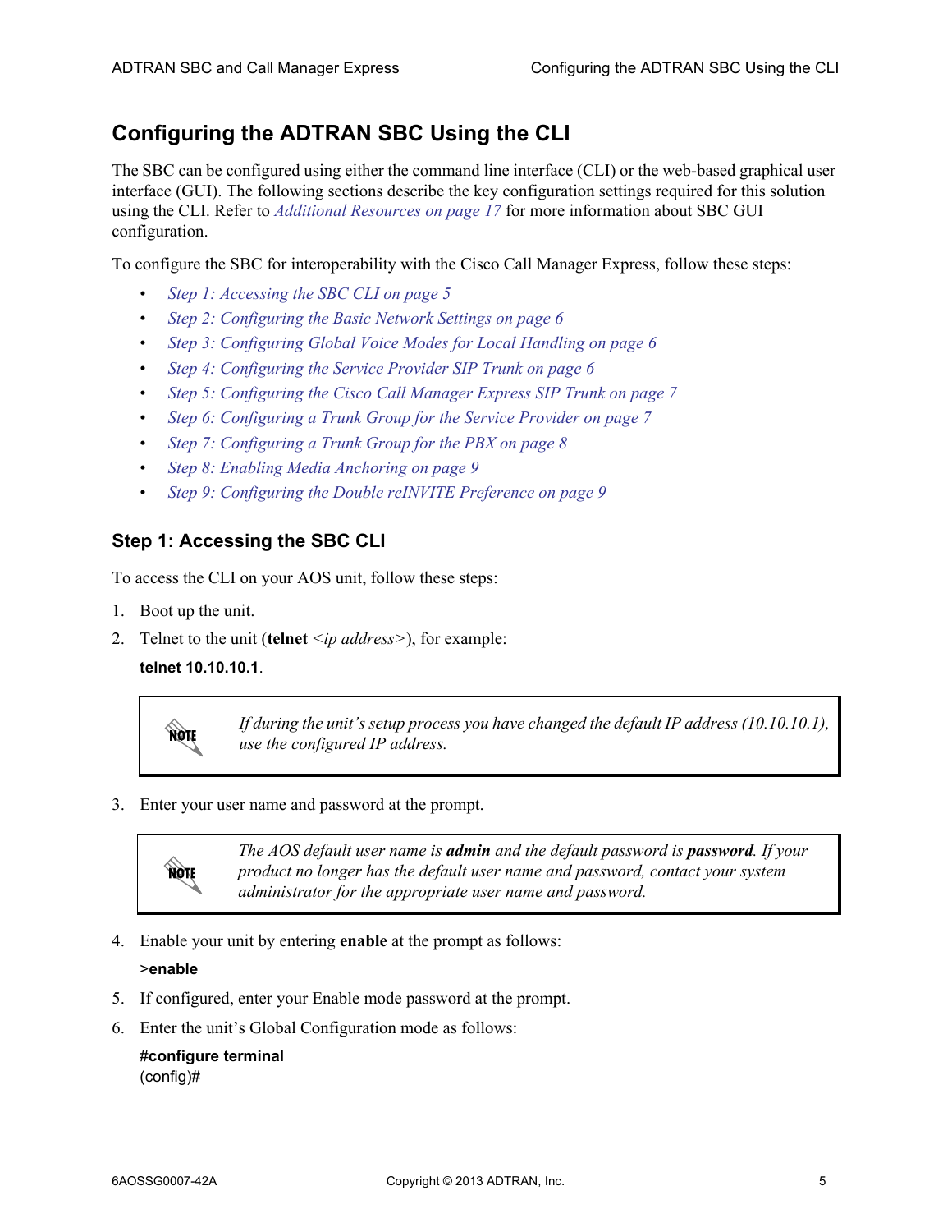## Configuring the ADTRAN SBC Using the CLI

The SBC can be configured using either the command line interface (CLI) or the web-based graphical user interface (GUI). The following sections describe the key configuration settings required for this solution using the CLI. Refer to *Additional Resources on page 17* for more information about SBC GUI configuration.

To configure the SBC for interoperability with the Cisco Call Manager Express, follow these steps:

- *Step 1: Accessing the SBC CLI on page 5*
- *Step 2: Configuring the Basic Network Settings on page 6*
- *Step 3: Configuring Global Voice Modes for Local Handling on page 6*
- *Step 4: Configuring the Service Provider SIP Trunk on page 6*
- *Step 5: Configuring the Cisco Call Manager Express SIP Trunk on page 7*
- *Step 6: Configuring a Trunk Group for the Service Provider on page 7*
- *Step 7: Configuring a Trunk Group for the PBX on page 8*
- *Step 8: Enabling Media Anchoring on page 9*
- *Step 9: Configuring the Double reINVITE Preference on page 9*

### Step 1: Accessing the SBC CLI

To access the CLI on your AOS unit, follow these steps:

1. Boot up the unit.
2. Telnet to the unit (**telnet** <*ip address*>), for example:

   **telnet 10.10.10.1**.

> NOTE: *If during the unit's setup process you have changed the default IP address (10.10.10.1), use the configured IP address.*

3. Enter your user name and password at the prompt.

> NOTE: *The AOS default user name is **admin** and the default password is **password**. If your product no longer has the default user name and password, contact your system administrator for the appropriate user name and password.*

4. Enable your unit by entering **enable** at the prompt as follows:

   **>enable**

5. If configured, enter your Enable mode password at the prompt.
6. Enter the unit's Global Configuration mode as follows:

   **#configure terminal**
   (config)#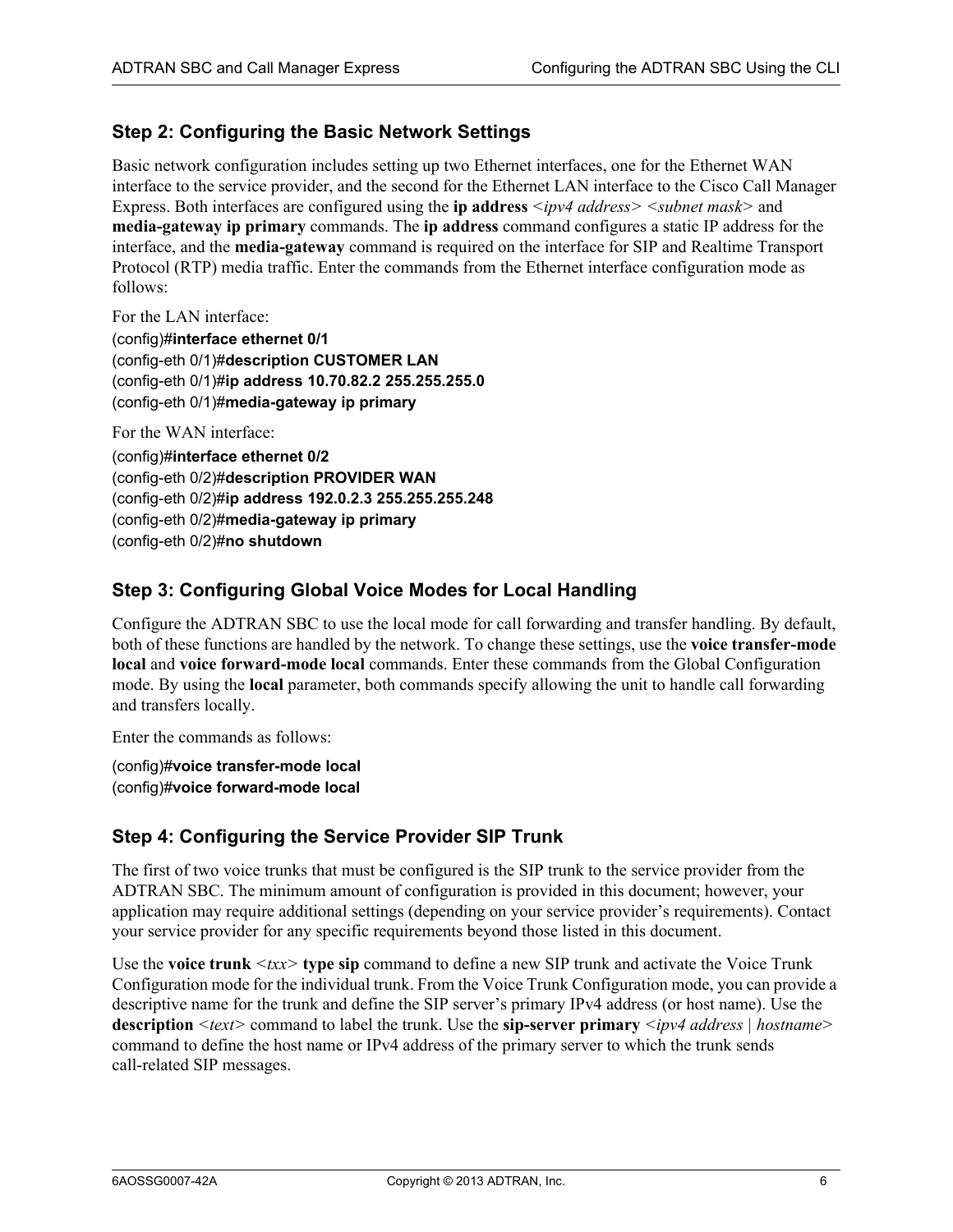## Step 2: Configuring the Basic Network Settings

Basic network configuration includes setting up two Ethernet interfaces, one for the Ethernet WAN interface to the service provider, and the second for the Ethernet LAN interface to the Cisco Call Manager Express. Both interfaces are configured using the **ip address** *<ipv4 address> <subnet mask>* and **media-gateway ip primary** commands. The **ip address** command configures a static IP address for the interface, and the **media-gateway** command is required on the interface for SIP and Realtime Transport Protocol (RTP) media traffic. Enter the commands from the Ethernet interface configuration mode as follows:

For the LAN interface:

```
(config)#interface ethernet 0/1
(config-eth 0/1)#description CUSTOMER LAN
(config-eth 0/1)#ip address 10.70.82.2 255.255.255.0
(config-eth 0/1)#media-gateway ip primary
```

For the WAN interface:

```
(config)#interface ethernet 0/2
(config-eth 0/2)#description PROVIDER WAN
(config-eth 0/2)#ip address 192.0.2.3 255.255.255.248
(config-eth 0/2)#media-gateway ip primary
(config-eth 0/2)#no shutdown
```

## Step 3: Configuring Global Voice Modes for Local Handling

Configure the ADTRAN SBC to use the local mode for call forwarding and transfer handling. By default, both of these functions are handled by the network. To change these settings, use the **voice transfer-mode local** and **voice forward-mode local** commands. Enter these commands from the Global Configuration mode. By using the **local** parameter, both commands specify allowing the unit to handle call forwarding and transfers locally.

Enter the commands as follows:

```
(config)#voice transfer-mode local
(config)#voice forward-mode local
```

## Step 4: Configuring the Service Provider SIP Trunk

The first of two voice trunks that must be configured is the SIP trunk to the service provider from the ADTRAN SBC. The minimum amount of configuration is provided in this document; however, your application may require additional settings (depending on your service provider's requirements). Contact your service provider for any specific requirements beyond those listed in this document.

Use the **voice trunk** *<txx>* **type sip** command to define a new SIP trunk and activate the Voice Trunk Configuration mode for the individual trunk. From the Voice Trunk Configuration mode, you can provide a descriptive name for the trunk and define the SIP server's primary IPv4 address (or host name). Use the **description** *<text>* command to label the trunk. Use the **sip-server primary** *<ipv4 address | hostname>* command to define the host name or IPv4 address of the primary server to which the trunk sends call-related SIP messages.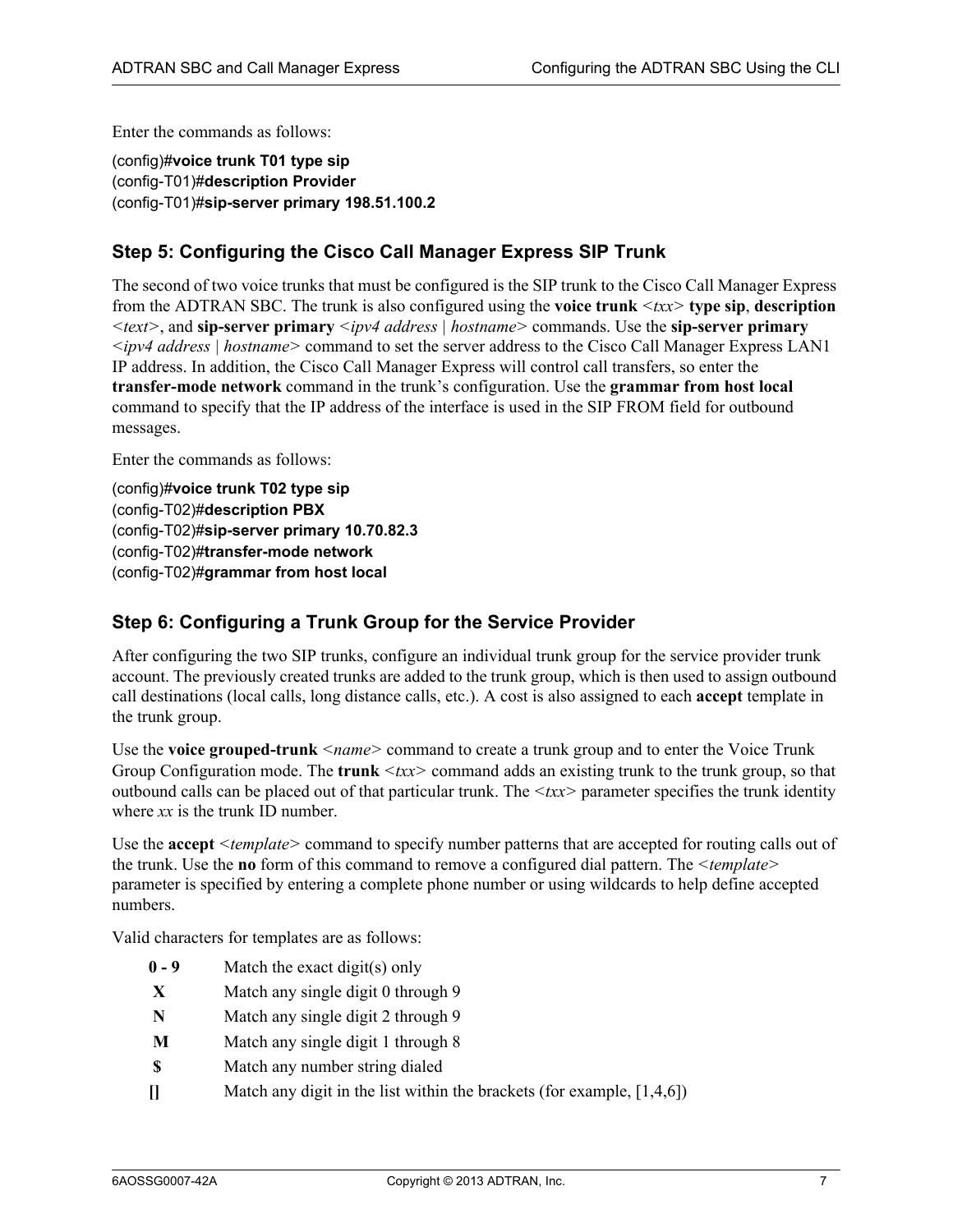Enter the commands as follows:

(config)#**voice trunk T01 type sip**
(config-T01)#**description Provider**
(config-T01)#**sip-server primary 198.51.100.2**

### Step 5: Configuring the Cisco Call Manager Express SIP Trunk

The second of two voice trunks that must be configured is the SIP trunk to the Cisco Call Manager Express from the ADTRAN SBC. The trunk is also configured using the **voice trunk** <*txx*> **type sip**, **description** <*text*>, and **sip-server primary** <*ipv4 address* | *hostname*> commands. Use the **sip-server primary** <*ipv4 address* | *hostname*> command to set the server address to the Cisco Call Manager Express LAN1 IP address. In addition, the Cisco Call Manager Express will control call transfers, so enter the **transfer-mode network** command in the trunk's configuration. Use the **grammar from host local** command to specify that the IP address of the interface is used in the SIP FROM field for outbound messages.

Enter the commands as follows:

(config)#**voice trunk T02 type sip**
(config-T02)#**description PBX**
(config-T02)#**sip-server primary 10.70.82.3**
(config-T02)#**transfer-mode network**
(config-T02)#**grammar from host local**

### Step 6: Configuring a Trunk Group for the Service Provider

After configuring the two SIP trunks, configure an individual trunk group for the service provider trunk account. The previously created trunks are added to the trunk group, which is then used to assign outbound call destinations (local calls, long distance calls, etc.). A cost is also assigned to each **accept** template in the trunk group.

Use the **voice grouped-trunk** <*name*> command to create a trunk group and to enter the Voice Trunk Group Configuration mode. The **trunk** <*txx*> command adds an existing trunk to the trunk group, so that outbound calls can be placed out of that particular trunk. The <*txx*> parameter specifies the trunk identity where *xx* is the trunk ID number.

Use the **accept** <*template*> command to specify number patterns that are accepted for routing calls out of the trunk. Use the **no** form of this command to remove a configured dial pattern. The <*template*> parameter is specified by entering a complete phone number or using wildcards to help define accepted numbers.

Valid characters for templates are as follows:

| | |
|---|---|
| **0 - 9** | Match the exact digit(s) only |
| **X** | Match any single digit 0 through 9 |
| **N** | Match any single digit 2 through 9 |
| **M** | Match any single digit 1 through 8 |
| **$** | Match any number string dialed |
| **[]** | Match any digit in the list within the brackets (for example, [1,4,6]) |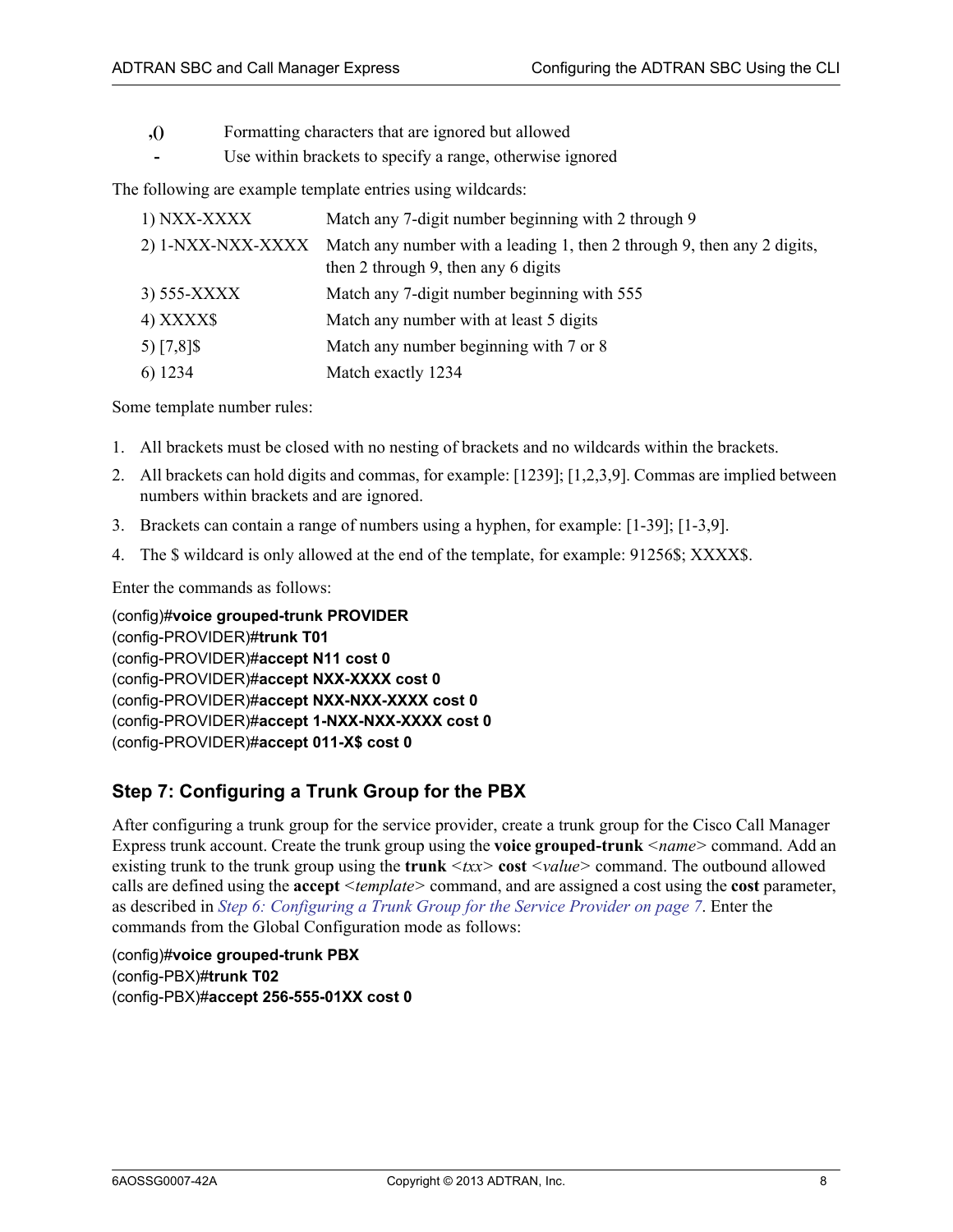| | |
|---|---|
| **,()** | Formatting characters that are ignored but allowed |
| **-** | Use within brackets to specify a range, otherwise ignored |

The following are example template entries using wildcards:

| | |
|---|---|
| 1) NXX-XXXX | Match any 7-digit number beginning with 2 through 9 |
| 2) 1-NXX-NXX-XXXX | Match any number with a leading 1, then 2 through 9, then any 2 digits, then 2 through 9, then any 6 digits |
| 3) 555-XXXX | Match any 7-digit number beginning with 555 |
| 4) XXXX$ | Match any number with at least 5 digits |
| 5) [7,8]$ | Match any number beginning with 7 or 8 |
| 6) 1234 | Match exactly 1234 |

Some template number rules:

1. All brackets must be closed with no nesting of brackets and no wildcards within the brackets.
2. All brackets can hold digits and commas, for example: [1239]; [1,2,3,9]. Commas are implied between numbers within brackets and are ignored.
3. Brackets can contain a range of numbers using a hyphen, for example: [1-39]; [1-3,9].
4. The $ wildcard is only allowed at the end of the template, for example: 91256$; XXXX$.

Enter the commands as follows:

```
(config)#voice grouped-trunk PROVIDER
(config-PROVIDER)#trunk T01
(config-PROVIDER)#accept N11 cost 0
(config-PROVIDER)#accept NXX-XXXX cost 0
(config-PROVIDER)#accept NXX-NXX-XXXX cost 0
(config-PROVIDER)#accept 1-NXX-NXX-XXXX cost 0
(config-PROVIDER)#accept 011-X$ cost 0
```

## Step 7: Configuring a Trunk Group for the PBX

After configuring a trunk group for the service provider, create a trunk group for the Cisco Call Manager Express trunk account. Create the trunk group using the **voice grouped-trunk** <*name*> command. Add an existing trunk to the trunk group using the **trunk** <*txx*> **cost** <*value*> command. The outbound allowed calls are defined using the **accept** <*template*> command, and are assigned a cost using the **cost** parameter, as described in *Step 6: Configuring a Trunk Group for the Service Provider on page 7*. Enter the commands from the Global Configuration mode as follows:

```
(config)#voice grouped-trunk PBX
(config-PBX)#trunk T02
(config-PBX)#accept 256-555-01XX cost 0
```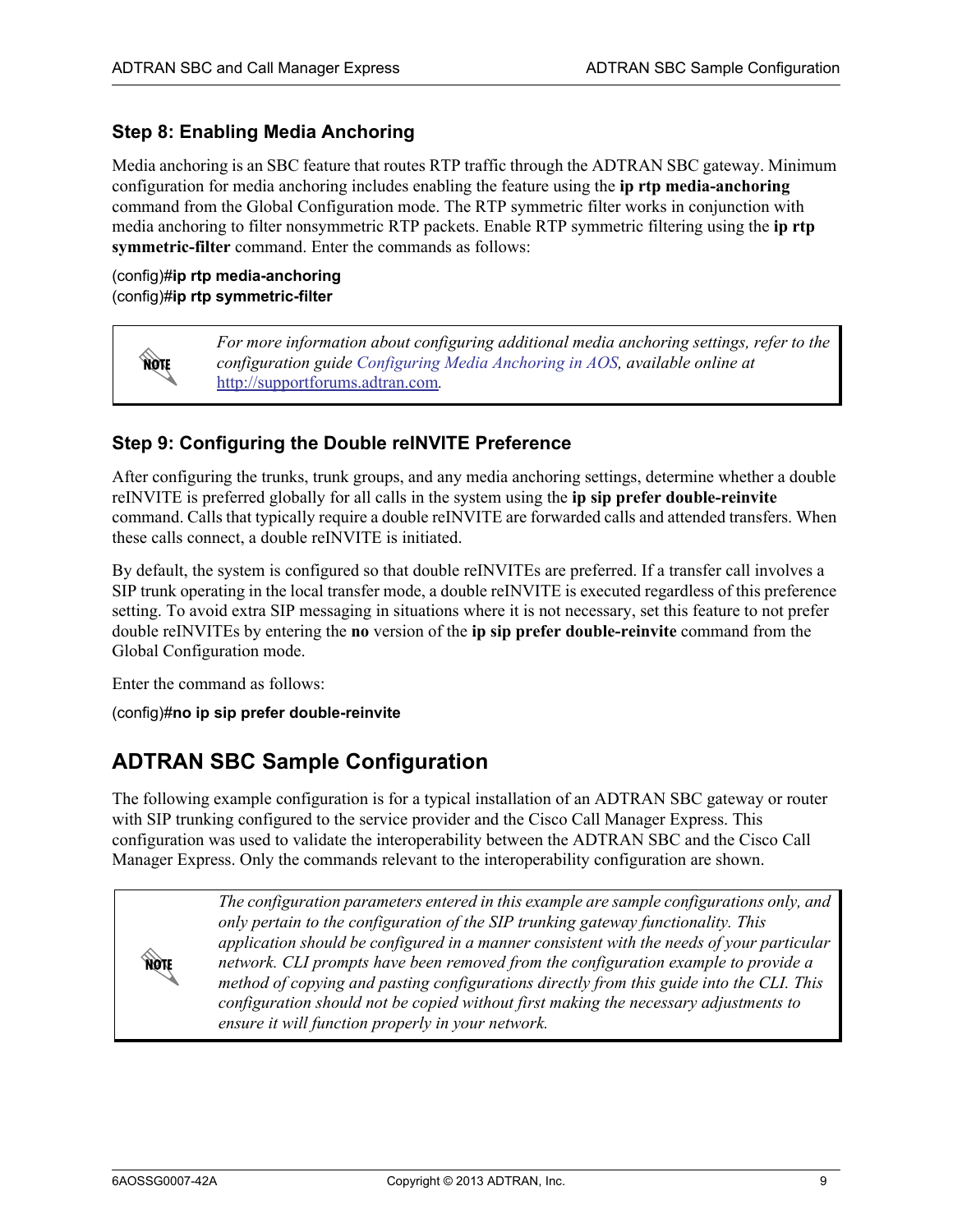### Step 8: Enabling Media Anchoring

Media anchoring is an SBC feature that routes RTP traffic through the ADTRAN SBC gateway. Minimum configuration for media anchoring includes enabling the feature using the **ip rtp media-anchoring** command from the Global Configuration mode. The RTP symmetric filter works in conjunction with media anchoring to filter nonsymmetric RTP packets. Enable RTP symmetric filtering using the **ip rtp symmetric-filter** command. Enter the commands as follows:

(config)#**ip rtp media-anchoring**
(config)#**ip rtp symmetric-filter**

> NOTE: *For more information about configuring additional media anchoring settings, refer to the configuration guide Configuring Media Anchoring in AOS, available online at http://supportforums.adtran.com.*

### Step 9: Configuring the Double reINVITE Preference

After configuring the trunks, trunk groups, and any media anchoring settings, determine whether a double reINVITE is preferred globally for all calls in the system using the **ip sip prefer double-reinvite** command. Calls that typically require a double reINVITE are forwarded calls and attended transfers. When these calls connect, a double reINVITE is initiated.

By default, the system is configured so that double reINVITEs are preferred. If a transfer call involves a SIP trunk operating in the local transfer mode, a double reINVITE is executed regardless of this preference setting. To avoid extra SIP messaging in situations where it is not necessary, set this feature to not prefer double reINVITEs by entering the **no** version of the **ip sip prefer double-reinvite** command from the Global Configuration mode.

Enter the command as follows:

(config)#**no ip sip prefer double-reinvite**

## ADTRAN SBC Sample Configuration

The following example configuration is for a typical installation of an ADTRAN SBC gateway or router with SIP trunking configured to the service provider and the Cisco Call Manager Express. This configuration was used to validate the interoperability between the ADTRAN SBC and the Cisco Call Manager Express. Only the commands relevant to the interoperability configuration are shown.

> NOTE: *The configuration parameters entered in this example are sample configurations only, and only pertain to the configuration of the SIP trunking gateway functionality. This application should be configured in a manner consistent with the needs of your particular network. CLI prompts have been removed from the configuration example to provide a method of copying and pasting configurations directly from this guide into the CLI. This configuration should not be copied without first making the necessary adjustments to ensure it will function properly in your network.*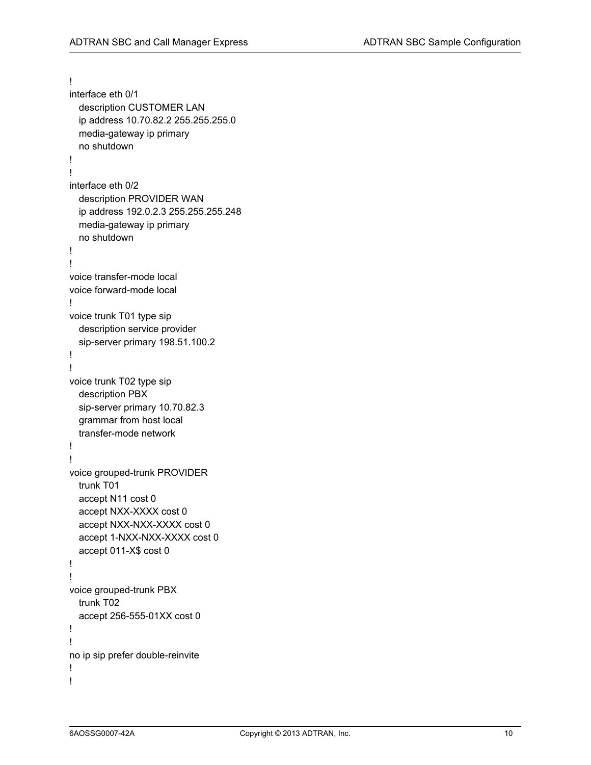```
!
interface eth 0/1
  description CUSTOMER LAN
  ip address 10.70.82.2 255.255.255.0
  media-gateway ip primary
  no shutdown
!
!
interface eth 0/2
  description PROVIDER WAN
  ip address 192.0.2.3 255.255.255.248
  media-gateway ip primary
  no shutdown
!
!
voice transfer-mode local
voice forward-mode local
!
voice trunk T01 type sip
  description service provider
  sip-server primary 198.51.100.2
!
!
voice trunk T02 type sip
  description PBX
  sip-server primary 10.70.82.3
  grammar from host local
  transfer-mode network
!
!
voice grouped-trunk PROVIDER
  trunk T01
  accept N11 cost 0
  accept NXX-XXXX cost 0
  accept NXX-NXX-XXXX cost 0
  accept 1-NXX-NXX-XXXX cost 0
  accept 011-X$ cost 0
!
!
voice grouped-trunk PBX
  trunk T02
  accept 256-555-01XX cost 0
!
!
no ip sip prefer double-reinvite
!
!
```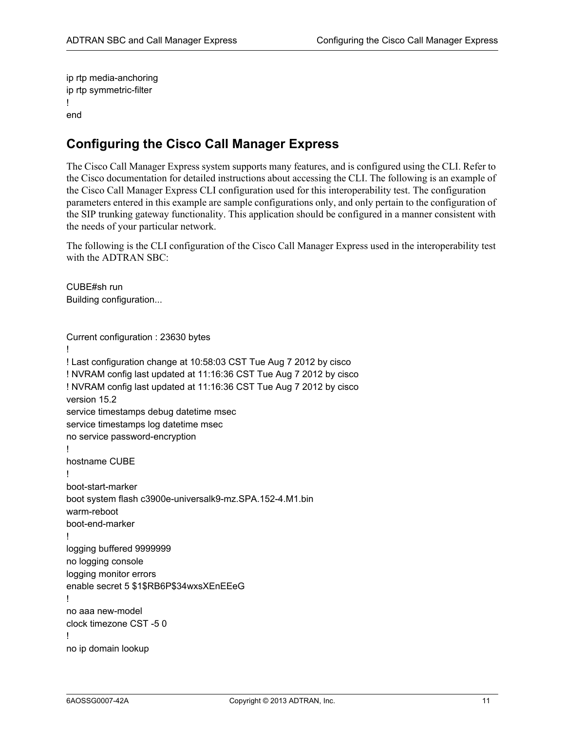```
ip rtp media-anchoring
ip rtp symmetric-filter
!
end
```

## Configuring the Cisco Call Manager Express

The Cisco Call Manager Express system supports many features, and is configured using the CLI. Refer to the Cisco documentation for detailed instructions about accessing the CLI. The following is an example of the Cisco Call Manager Express CLI configuration used for this interoperability test. The configuration parameters entered in this example are sample configurations only, and only pertain to the configuration of the SIP trunking gateway functionality. This application should be configured in a manner consistent with the needs of your particular network.

The following is the CLI configuration of the Cisco Call Manager Express used in the interoperability test with the ADTRAN SBC:

```
CUBE#sh run
Building configuration...


Current configuration : 23630 bytes
!
! Last configuration change at 10:58:03 CST Tue Aug 7 2012 by cisco
! NVRAM config last updated at 11:16:36 CST Tue Aug 7 2012 by cisco
! NVRAM config last updated at 11:16:36 CST Tue Aug 7 2012 by cisco
version 15.2
service timestamps debug datetime msec
service timestamps log datetime msec
no service password-encryption
!
hostname CUBE
!
boot-start-marker
boot system flash c3900e-universalk9-mz.SPA.152-4.M1.bin
warm-reboot
boot-end-marker
!
logging buffered 9999999
no logging console
logging monitor errors
enable secret 5 $1$RB6P$34wxsXEnEEeG
!
no aaa new-model
clock timezone CST -5 0
!
no ip domain lookup
```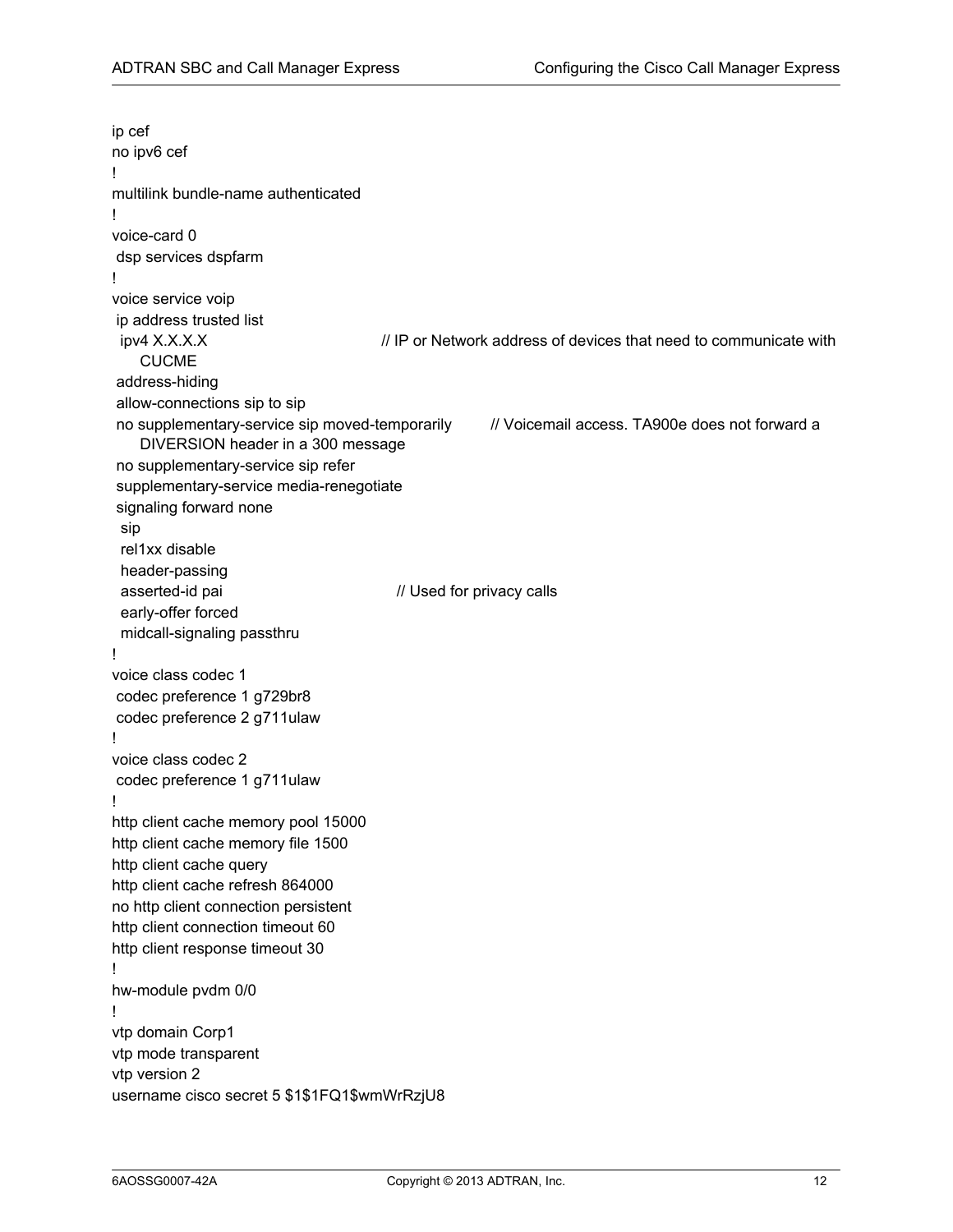```
ip cef
no ipv6 cef
!
multilink bundle-name authenticated
!
voice-card 0
 dsp services dspfarm
!
voice service voip
 ip address trusted list
  ipv4 X.X.X.X                        // IP or Network address of devices that need to communicate with
     CUCME
 address-hiding
 allow-connections sip to sip
 no supplementary-service sip moved-temporarily        // Voicemail access. TA900e does not forward a
     DIVERSION header in a 300 message
 no supplementary-service sip refer
 supplementary-service media-renegotiate
 signaling forward none
  sip
  rel1xx disable
  header-passing
  asserted-id pai                        // Used for privacy calls
  early-offer forced
  midcall-signaling passthru
!
voice class codec 1
 codec preference 1 g729br8
 codec preference 2 g711ulaw
!
voice class codec 2
 codec preference 1 g711ulaw
!
http client cache memory pool 15000
http client cache memory file 1500
http client cache query
http client cache refresh 864000
no http client connection persistent
http client connection timeout 60
http client response timeout 30
!
hw-module pvdm 0/0
!
vtp domain Corp1
vtp mode transparent
vtp version 2
username cisco secret 5 $1$1FQ1$wmWrRzjU8
```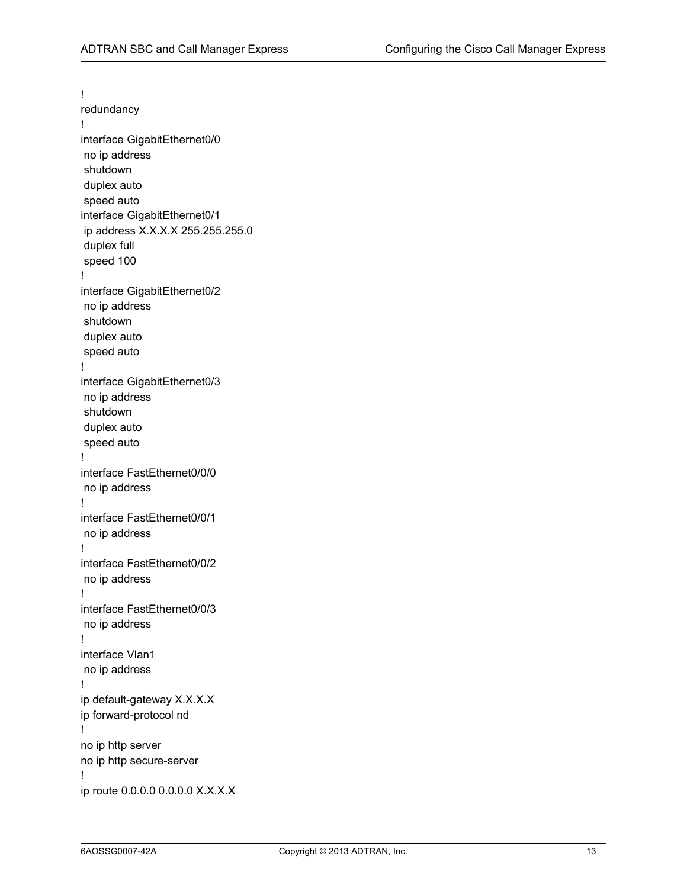```
!
redundancy
!
interface GigabitEthernet0/0
 no ip address
 shutdown
 duplex auto
 speed auto
interface GigabitEthernet0/1
 ip address X.X.X.X 255.255.255.0
 duplex full
 speed 100
!
interface GigabitEthernet0/2
 no ip address
 shutdown
 duplex auto
 speed auto
!
interface GigabitEthernet0/3
 no ip address
 shutdown
 duplex auto
 speed auto
!
interface FastEthernet0/0/0
 no ip address
!
interface FastEthernet0/0/1
 no ip address
!
interface FastEthernet0/0/2
 no ip address
!
interface FastEthernet0/0/3
 no ip address
!
interface Vlan1
 no ip address
!
ip default-gateway X.X.X.X
ip forward-protocol nd
!
no ip http server
no ip http secure-server
!
ip route 0.0.0.0 0.0.0.0 X.X.X.X
```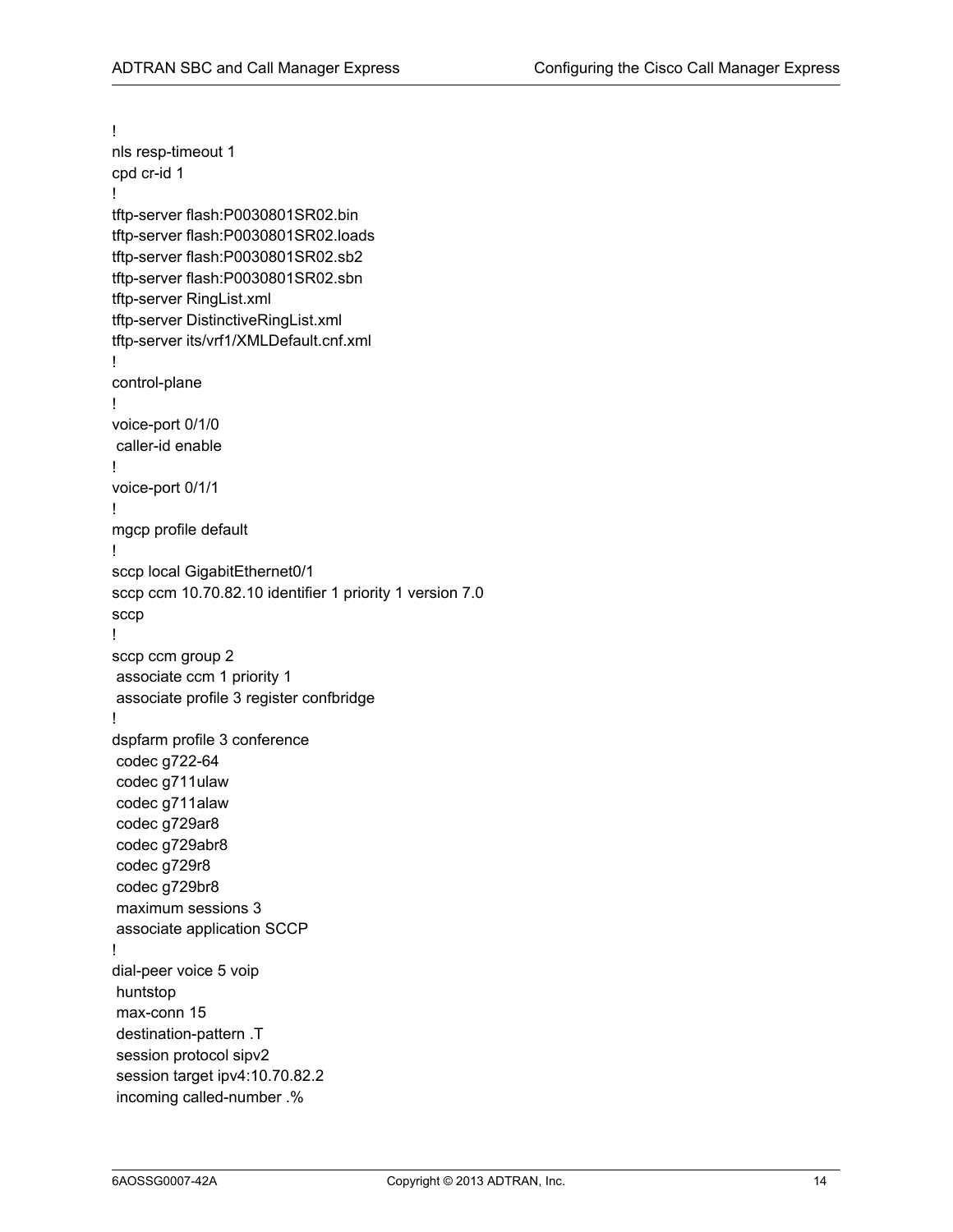```
!
nls resp-timeout 1
cpd cr-id 1
!
tftp-server flash:P0030801SR02.bin
tftp-server flash:P0030801SR02.loads
tftp-server flash:P0030801SR02.sb2
tftp-server flash:P0030801SR02.sbn
tftp-server RingList.xml
tftp-server DistinctiveRingList.xml
tftp-server its/vrf1/XMLDefault.cnf.xml
!
control-plane
!
voice-port 0/1/0
 caller-id enable
!
voice-port 0/1/1
!
mgcp profile default
!
sccp local GigabitEthernet0/1
sccp ccm 10.70.82.10 identifier 1 priority 1 version 7.0
sccp
!
sccp ccm group 2
 associate ccm 1 priority 1
 associate profile 3 register confbridge
!
dspfarm profile 3 conference
 codec g722-64
 codec g711ulaw
 codec g711alaw
 codec g729ar8
 codec g729abr8
 codec g729r8
 codec g729br8
 maximum sessions 3
 associate application SCCP
!
dial-peer voice 5 voip
 huntstop
 max-conn 15
 destination-pattern .T
 session protocol sipv2
 session target ipv4:10.70.82.2
 incoming called-number .%
```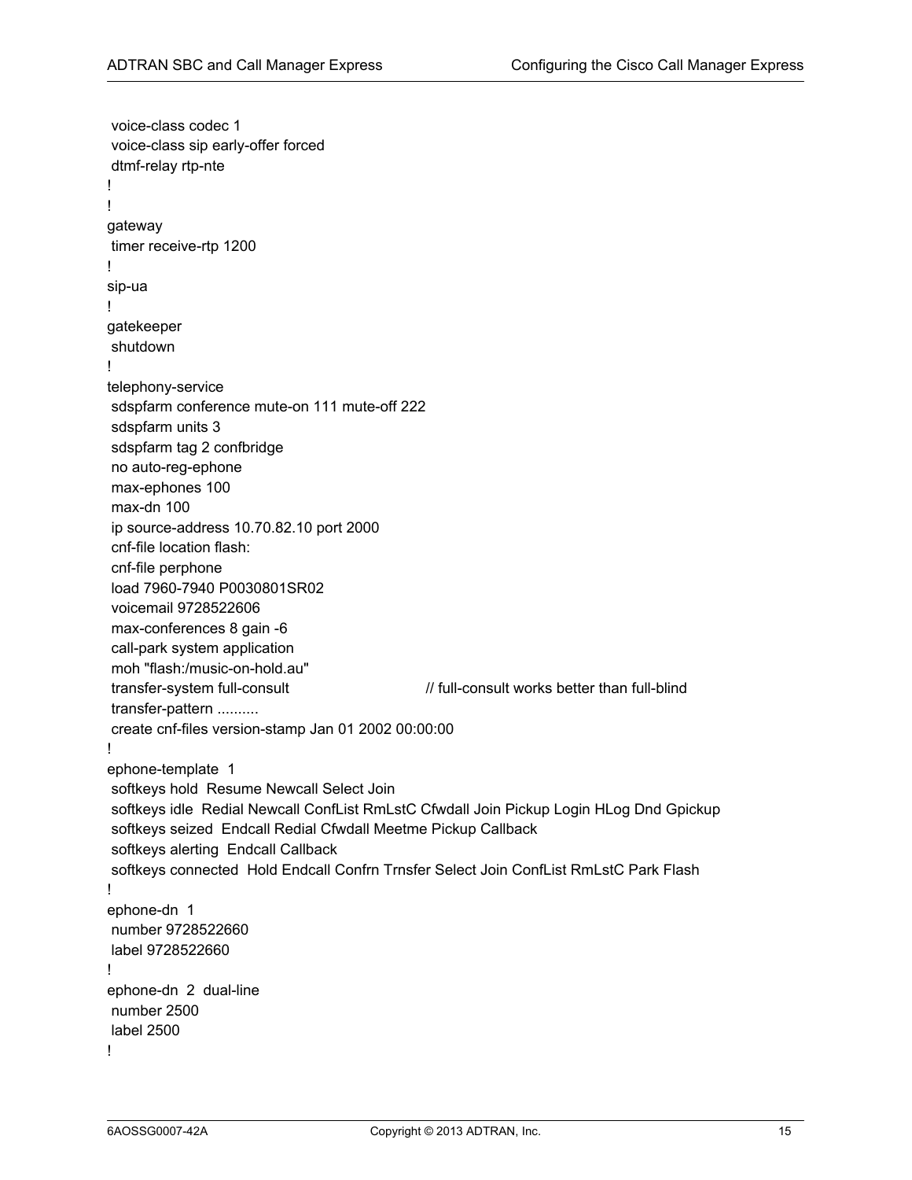```
 voice-class codec 1
 voice-class sip early-offer forced
 dtmf-relay rtp-nte
!
!
gateway
 timer receive-rtp 1200
!
sip-ua
!
gatekeeper
 shutdown
!
telephony-service
 sdspfarm conference mute-on 111 mute-off 222
 sdspfarm units 3
 sdspfarm tag 2 confbridge
 no auto-reg-ephone
 max-ephones 100
 max-dn 100
 ip source-address 10.70.82.10 port 2000
 cnf-file location flash:
 cnf-file perphone
 load 7960-7940 P0030801SR02
 voicemail 9728522606
 max-conferences 8 gain -6
 call-park system application
 moh "flash:/music-on-hold.au"
 transfer-system full-consult                  // full-consult works better than full-blind
 transfer-pattern ..........
 create cnf-files version-stamp Jan 01 2002 00:00:00
!
ephone-template  1
 softkeys hold  Resume Newcall Select Join
 softkeys idle  Redial Newcall ConfList RmLstC Cfwdall Join Pickup Login HLog Dnd Gpickup
 softkeys seized  Endcall Redial Cfwdall Meetme Pickup Callback
 softkeys alerting  Endcall Callback
 softkeys connected  Hold Endcall Confrn Trnsfer Select Join ConfList RmLstC Park Flash
!
ephone-dn  1
 number 9728522660
 label 9728522660
!
ephone-dn  2  dual-line
 number 2500
 label 2500
!
```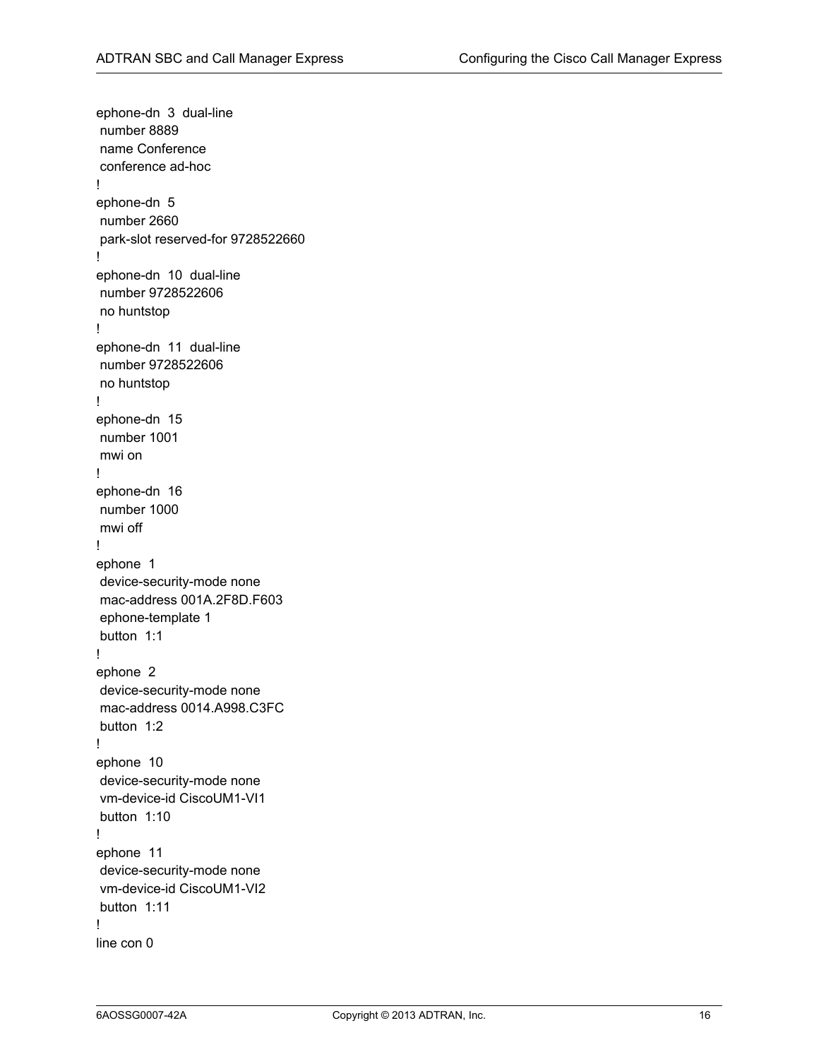```
ephone-dn  3  dual-line
 number 8889
 name Conference
 conference ad-hoc
!
ephone-dn  5
 number 2660
 park-slot reserved-for 9728522660
!
ephone-dn  10  dual-line
 number 9728522606
 no huntstop
!
ephone-dn  11  dual-line
 number 9728522606
 no huntstop
!
ephone-dn  15
 number 1001
 mwi on
!
ephone-dn  16
 number 1000
 mwi off
!
ephone  1
 device-security-mode none
 mac-address 001A.2F8D.F603
 ephone-template 1
 button  1:1
!
ephone  2
 device-security-mode none
 mac-address 0014.A998.C3FC
 button  1:2
!
ephone  10
 device-security-mode none
 vm-device-id CiscoUM1-VI1
 button  1:10
!
ephone  11
 device-security-mode none
 vm-device-id CiscoUM1-VI2
 button  1:11
!
line con 0
```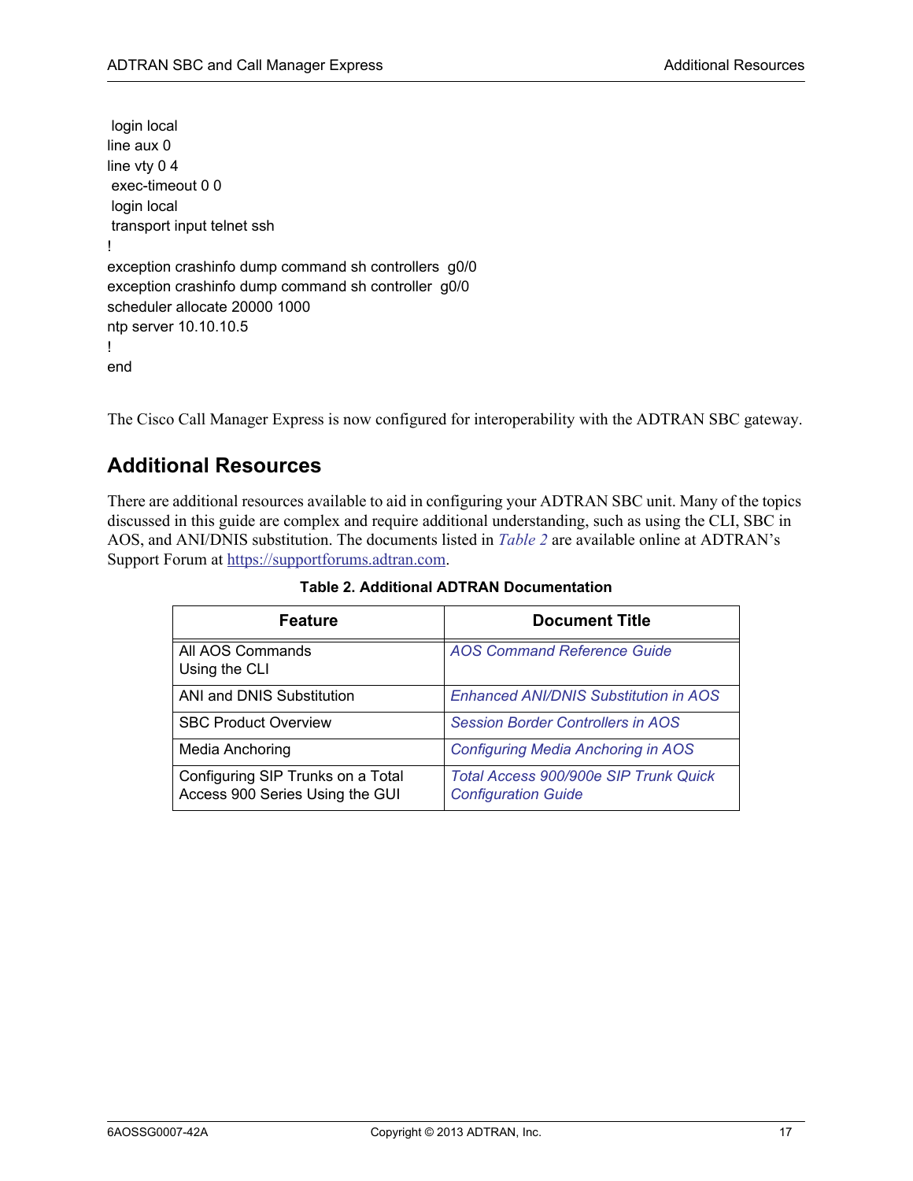```
 login local
line aux 0
line vty 0 4
 exec-timeout 0 0
 login local
 transport input telnet ssh
!
exception crashinfo dump command sh controllers  g0/0
exception crashinfo dump command sh controller  g0/0
scheduler allocate 20000 1000
ntp server 10.10.10.5
!
end
```

The Cisco Call Manager Express is now configured for interoperability with the ADTRAN SBC gateway.

## Additional Resources

There are additional resources available to aid in configuring your ADTRAN SBC unit. Many of the topics discussed in this guide are complex and require additional understanding, such as using the CLI, SBC in AOS, and ANI/DNIS substitution. The documents listed in *Table 2* are available online at ADTRAN's Support Forum at https://supportforums.adtran.com.

**Table 2. Additional ADTRAN Documentation**

| Feature | Document Title |
|---|---|
| All AOS Commands<br>Using the CLI | *AOS Command Reference Guide* |
| ANI and DNIS Substitution | *Enhanced ANI/DNIS Substitution in AOS* |
| SBC Product Overview | *Session Border Controllers in AOS* |
| Media Anchoring | *Configuring Media Anchoring in AOS* |
| Configuring SIP Trunks on a Total Access 900 Series Using the GUI | *Total Access 900/900e SIP Trunk Quick Configuration Guide* |